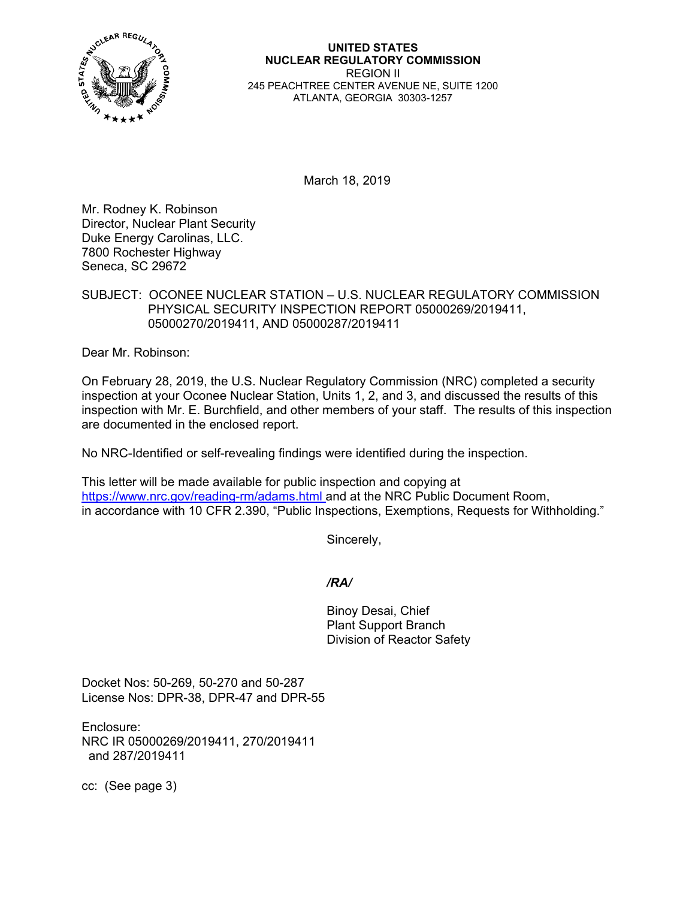**UNITED STATES**
**NUCLEAR REGULATORY COMMISSION**
REGION II
245 PEACHTREE CENTER AVENUE NE, SUITE 1200
ATLANTA, GEORGIA 30303-1257

March 18, 2019

Mr. Rodney K. Robinson
Director, Nuclear Plant Security
Duke Energy Carolinas, LLC.
7800 Rochester Highway
Seneca, SC 29672

SUBJECT: OCONEE NUCLEAR STATION – U.S. NUCLEAR REGULATORY COMMISSION PHYSICAL SECURITY INSPECTION REPORT 05000269/2019411, 05000270/2019411, AND 05000287/2019411

Dear Mr. Robinson:

On February 28, 2019, the U.S. Nuclear Regulatory Commission (NRC) completed a security inspection at your Oconee Nuclear Station, Units 1, 2, and 3, and discussed the results of this inspection with Mr. E. Burchfield, and other members of your staff. The results of this inspection are documented in the enclosed report.

No NRC-Identified or self-revealing findings were identified during the inspection.

This letter will be made available for public inspection and copying at https://www.nrc.gov/reading-rm/adams.html and at the NRC Public Document Room, in accordance with 10 CFR 2.390, "Public Inspections, Exemptions, Requests for Withholding."

Sincerely,

*/RA/*

Binoy Desai, Chief
Plant Support Branch
Division of Reactor Safety

Docket Nos: 50-269, 50-270 and 50-287
License Nos: DPR-38, DPR-47 and DPR-55

Enclosure:
NRC IR 05000269/2019411, 270/2019411
and 287/2019411

cc: (See page 3)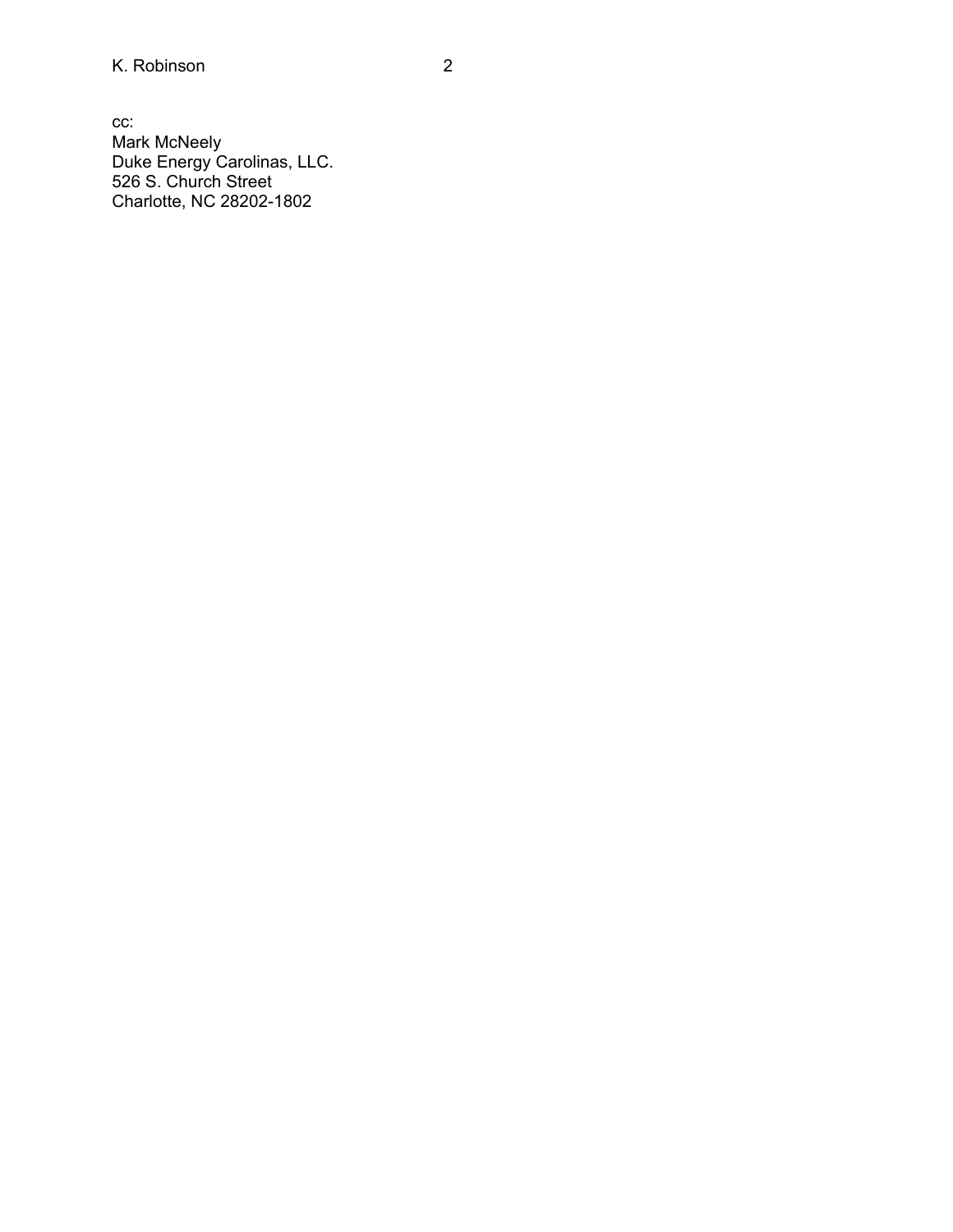cc:
Mark McNeely
Duke Energy Carolinas, LLC.
526 S. Church Street
Charlotte, NC 28202-1802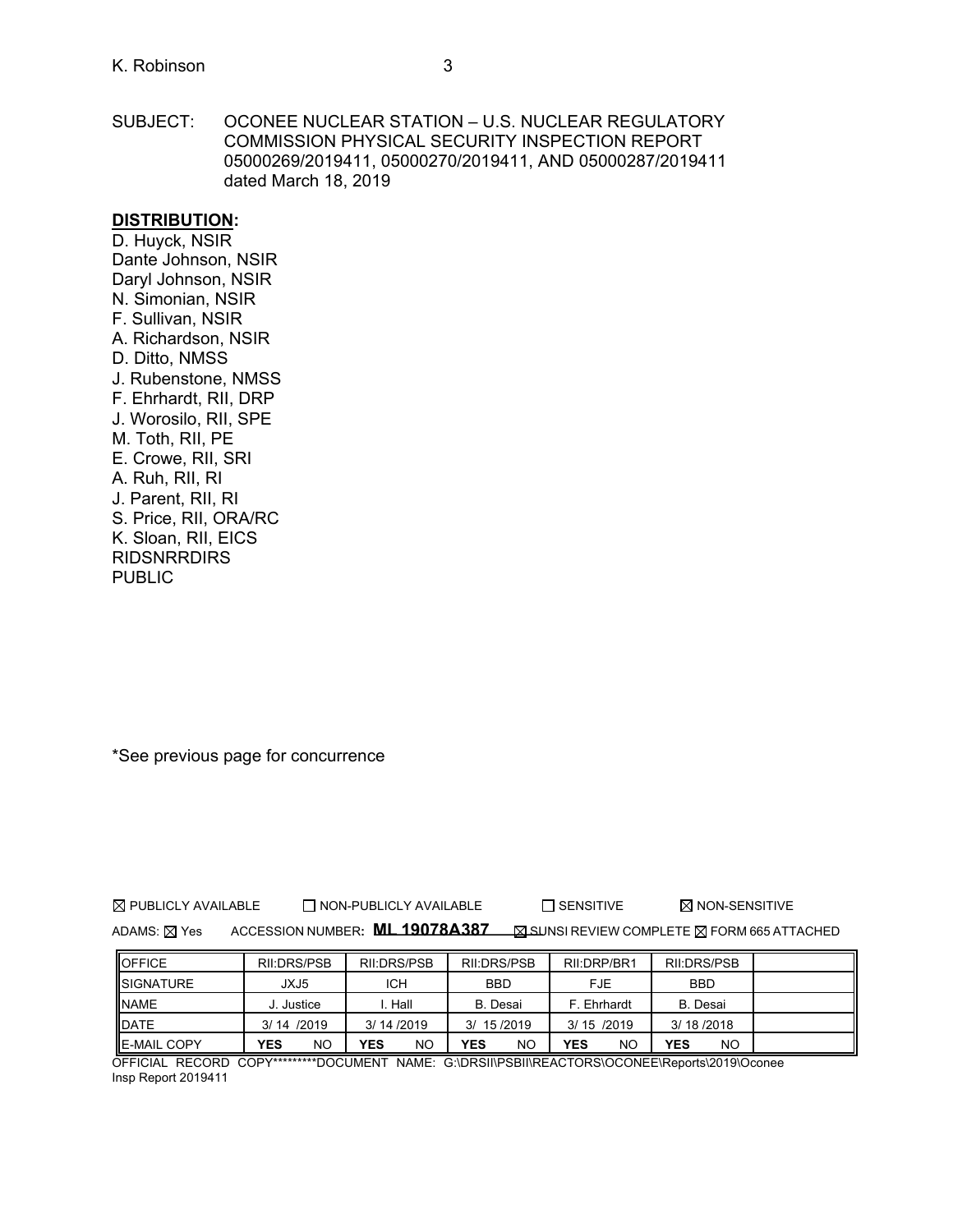SUBJECT: OCONEE NUCLEAR STATION – U.S. NUCLEAR REGULATORY COMMISSION PHYSICAL SECURITY INSPECTION REPORT 05000269/2019411, 05000270/2019411, AND 05000287/2019411 dated March 18, 2019

**DISTRIBUTION:**

D. Huyck, NSIR
Dante Johnson, NSIR
Daryl Johnson, NSIR
N. Simonian, NSIR
F. Sullivan, NSIR
A. Richardson, NSIR
D. Ditto, NMSS
J. Rubenstone, NMSS
F. Ehrhardt, RII, DRP
J. Worosilo, RII, SPE
M. Toth, RII, PE
E. Crowe, RII, SRI
A. Ruh, RII, RI
J. Parent, RII, RI
S. Price, RII, ORA/RC
K. Sloan, RII, EICS
RIDSNRRDIRS
PUBLIC

*See previous page for concurrence

☒ PUBLICLY AVAILABLE ☐ NON-PUBLICLY AVAILABLE ☐ SENSITIVE ☒ NON-SENSITIVE

ADAMS: ☒ Yes ACCESSION NUMBER: **ML 19078A387** ☒ SUNSI REVIEW COMPLETE ☒ FORM 665 ATTACHED

| OFFICE | RII:DRS/PSB | RII:DRS/PSB | RII:DRS/PSB | RII:DRP/BR1 | RII:DRS/PSB | |
|---|---|---|---|---|---|---|
| SIGNATURE | JXJ5 | ICH | BBD | FJE | BBD | |
| NAME | J. Justice | I. Hall | B. Desai | F. Ehrhardt | B. Desai | |
| DATE | 3/ 14 /2019 | 3/ 14 /2019 | 3/ 15 /2019 | 3/ 15 /2019 | 3/ 18 /2018 | |
| E-MAIL COPY | **YES** NO | **YES** NO | **YES** NO | **YES** NO | **YES** NO | |

OFFICIAL RECORD COPY*********DOCUMENT NAME: G:\DRSII\PSBII\REACTORS\OCONEE\Reports\2019\Oconee Insp Report 2019411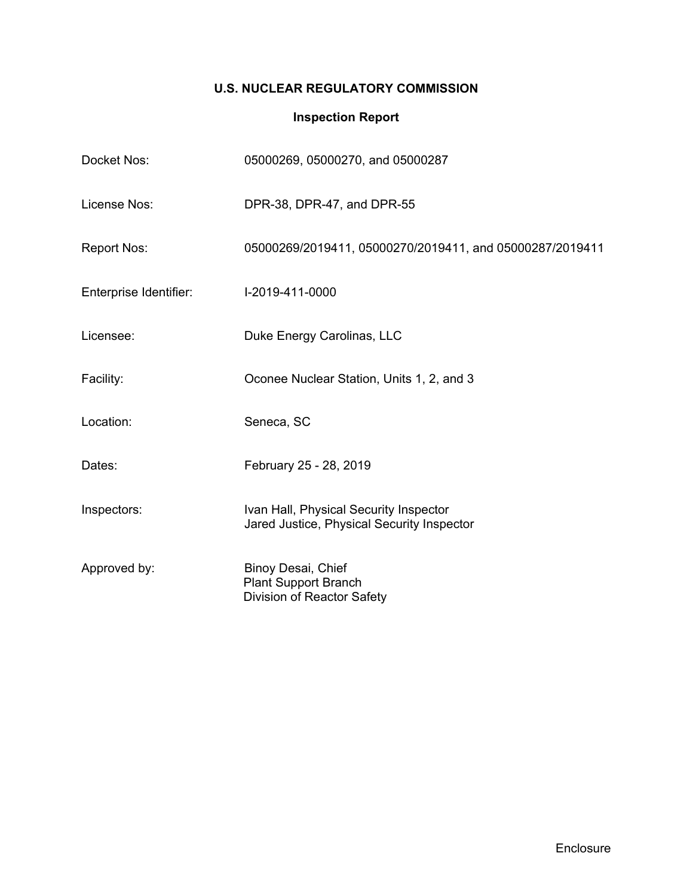# U.S. NUCLEAR REGULATORY COMMISSION

## Inspection Report

| | |
|---|---|
| Docket Nos: | 05000269, 05000270, and 05000287 |
| License Nos: | DPR-38, DPR-47, and DPR-55 |
| Report Nos: | 05000269/2019411, 05000270/2019411, and 05000287/2019411 |
| Enterprise Identifier: | I-2019-411-0000 |
| Licensee: | Duke Energy Carolinas, LLC |
| Facility: | Oconee Nuclear Station, Units 1, 2, and 3 |
| Location: | Seneca, SC |
| Dates: | February 25 - 28, 2019 |
| Inspectors: | Ivan Hall, Physical Security Inspector<br>Jared Justice, Physical Security Inspector |
| Approved by: | Binoy Desai, Chief<br>Plant Support Branch<br>Division of Reactor Safety |

Enclosure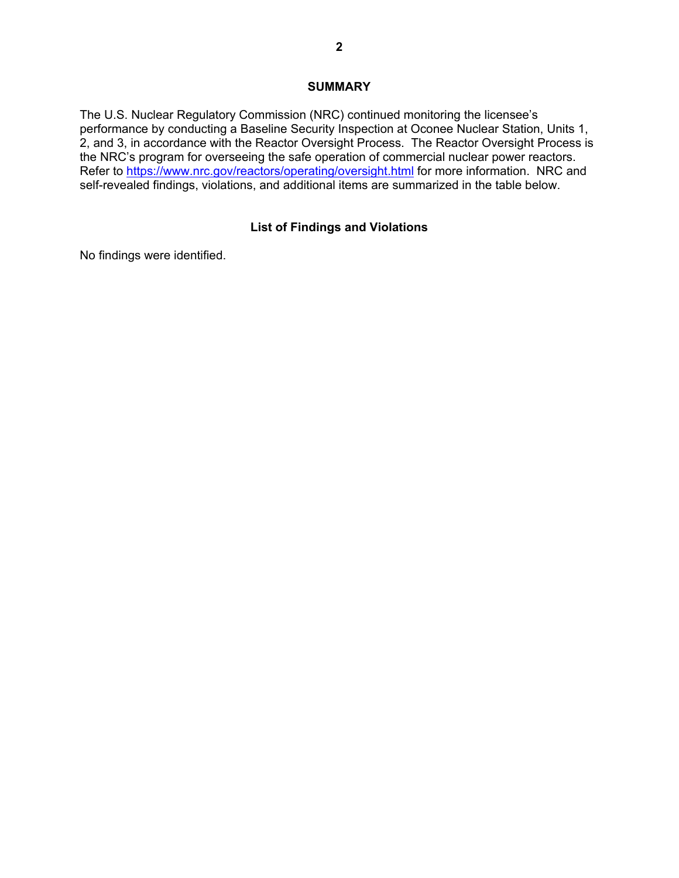## SUMMARY

The U.S. Nuclear Regulatory Commission (NRC) continued monitoring the licensee's performance by conducting a Baseline Security Inspection at Oconee Nuclear Station, Units 1, 2, and 3, in accordance with the Reactor Oversight Process. The Reactor Oversight Process is the NRC's program for overseeing the safe operation of commercial nuclear power reactors. Refer to https://www.nrc.gov/reactors/operating/oversight.html for more information. NRC and self-revealed findings, violations, and additional items are summarized in the table below.

## List of Findings and Violations

No findings were identified.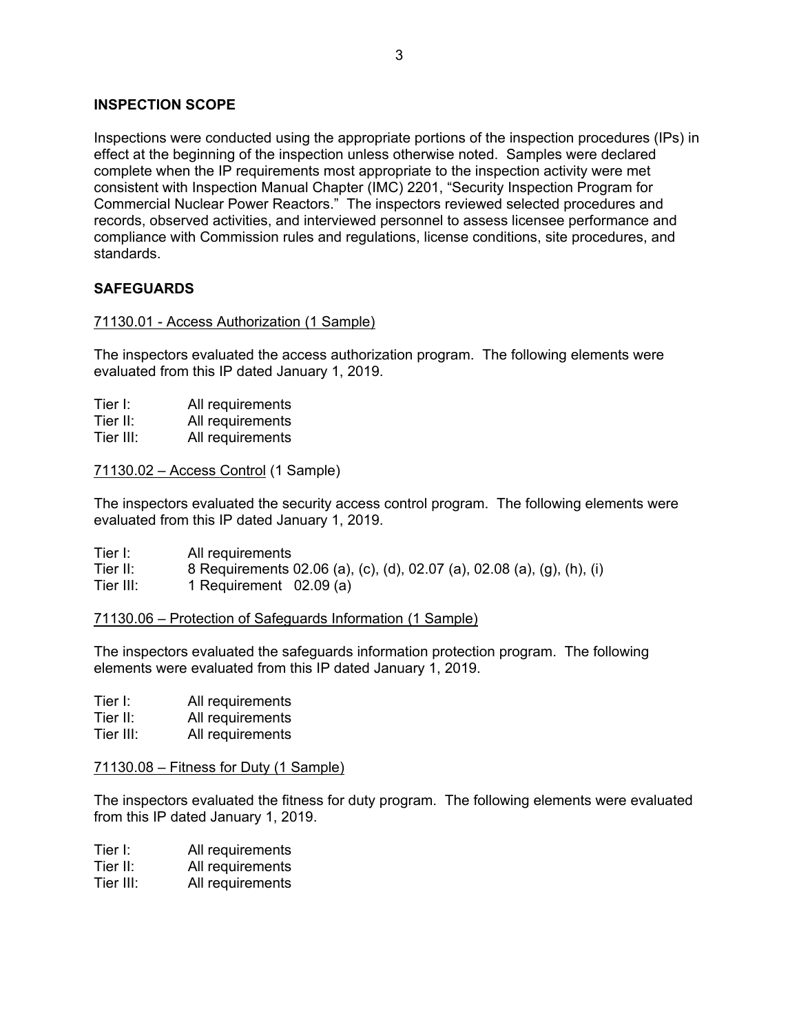## INSPECTION SCOPE

Inspections were conducted using the appropriate portions of the inspection procedures (IPs) in effect at the beginning of the inspection unless otherwise noted. Samples were declared complete when the IP requirements most appropriate to the inspection activity were met consistent with Inspection Manual Chapter (IMC) 2201, "Security Inspection Program for Commercial Nuclear Power Reactors." The inspectors reviewed selected procedures and records, observed activities, and interviewed personnel to assess licensee performance and compliance with Commission rules and regulations, license conditions, site procedures, and standards.

## SAFEGUARDS

### 71130.01 - Access Authorization (1 Sample)

The inspectors evaluated the access authorization program. The following elements were evaluated from this IP dated January 1, 2019.

Tier I: All requirements
Tier II: All requirements
Tier III: All requirements

### 71130.02 – Access Control (1 Sample)

The inspectors evaluated the security access control program. The following elements were evaluated from this IP dated January 1, 2019.

Tier I: All requirements
Tier II: 8 Requirements 02.06 (a), (c), (d), 02.07 (a), 02.08 (a), (g), (h), (i)
Tier III: 1 Requirement 02.09 (a)

### 71130.06 – Protection of Safeguards Information (1 Sample)

The inspectors evaluated the safeguards information protection program. The following elements were evaluated from this IP dated January 1, 2019.

Tier I: All requirements
Tier II: All requirements
Tier III: All requirements

### 71130.08 – Fitness for Duty (1 Sample)

The inspectors evaluated the fitness for duty program. The following elements were evaluated from this IP dated January 1, 2019.

Tier I: All requirements
Tier II: All requirements
Tier III: All requirements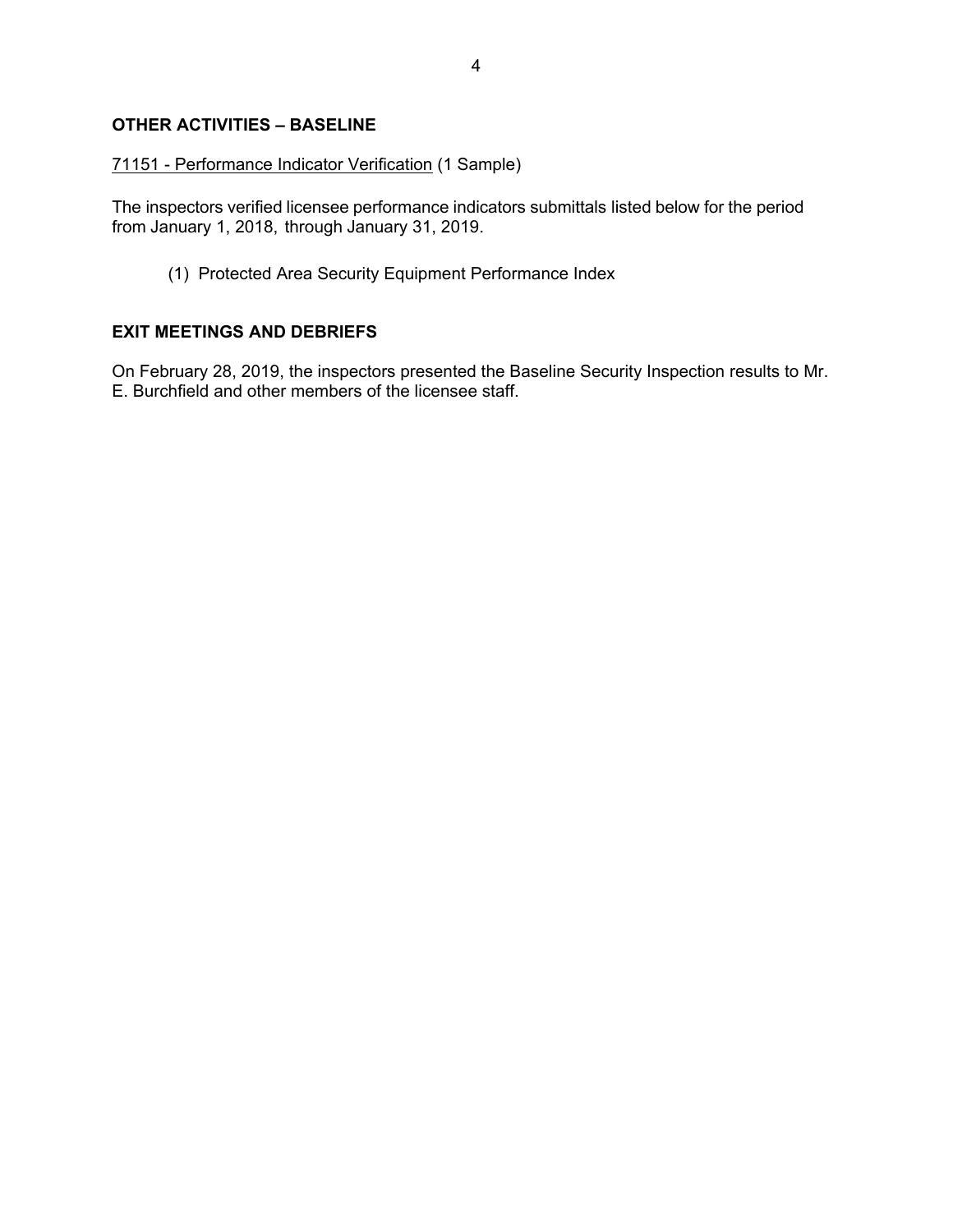## OTHER ACTIVITIES – BASELINE

71151 - Performance Indicator Verification (1 Sample)

The inspectors verified licensee performance indicators submittals listed below for the period from January 1, 2018, through January 31, 2019.

(1) Protected Area Security Equipment Performance Index

## EXIT MEETINGS AND DEBRIEFS

On February 28, 2019, the inspectors presented the Baseline Security Inspection results to Mr. E. Burchfield and other members of the licensee staff.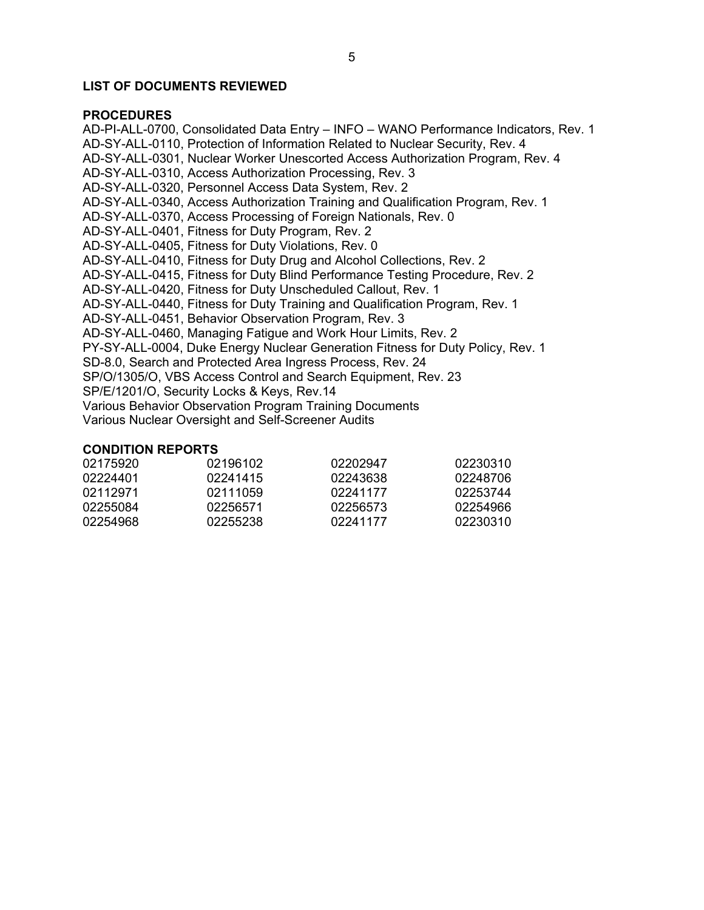## LIST OF DOCUMENTS REVIEWED

### PROCEDURES

AD-PI-ALL-0700, Consolidated Data Entry – INFO – WANO Performance Indicators, Rev. 1
AD-SY-ALL-0110, Protection of Information Related to Nuclear Security, Rev. 4
AD-SY-ALL-0301, Nuclear Worker Unescorted Access Authorization Program, Rev. 4
AD-SY-ALL-0310, Access Authorization Processing, Rev. 3
AD-SY-ALL-0320, Personnel Access Data System, Rev. 2
AD-SY-ALL-0340, Access Authorization Training and Qualification Program, Rev. 1
AD-SY-ALL-0370, Access Processing of Foreign Nationals, Rev. 0
AD-SY-ALL-0401, Fitness for Duty Program, Rev. 2
AD-SY-ALL-0405, Fitness for Duty Violations, Rev. 0
AD-SY-ALL-0410, Fitness for Duty Drug and Alcohol Collections, Rev. 2
AD-SY-ALL-0415, Fitness for Duty Blind Performance Testing Procedure, Rev. 2
AD-SY-ALL-0420, Fitness for Duty Unscheduled Callout, Rev. 1
AD-SY-ALL-0440, Fitness for Duty Training and Qualification Program, Rev. 1
AD-SY-ALL-0451, Behavior Observation Program, Rev. 3
AD-SY-ALL-0460, Managing Fatigue and Work Hour Limits, Rev. 2
PY-SY-ALL-0004, Duke Energy Nuclear Generation Fitness for Duty Policy, Rev. 1
SD-8.0, Search and Protected Area Ingress Process, Rev. 24
SP/O/1305/O, VBS Access Control and Search Equipment, Rev. 23
SP/E/1201/O, Security Locks & Keys, Rev.14
Various Behavior Observation Program Training Documents
Various Nuclear Oversight and Self-Screener Audits

### CONDITION REPORTS

| | | | |
|---|---|---|---|
| 02175920 | 02196102 | 02202947 | 02230310 |
| 02224401 | 02241415 | 02243638 | 02248706 |
| 02112971 | 02111059 | 02241177 | 02253744 |
| 02255084 | 02256571 | 02256573 | 02254966 |
| 02254968 | 02255238 | 02241177 | 02230310 |